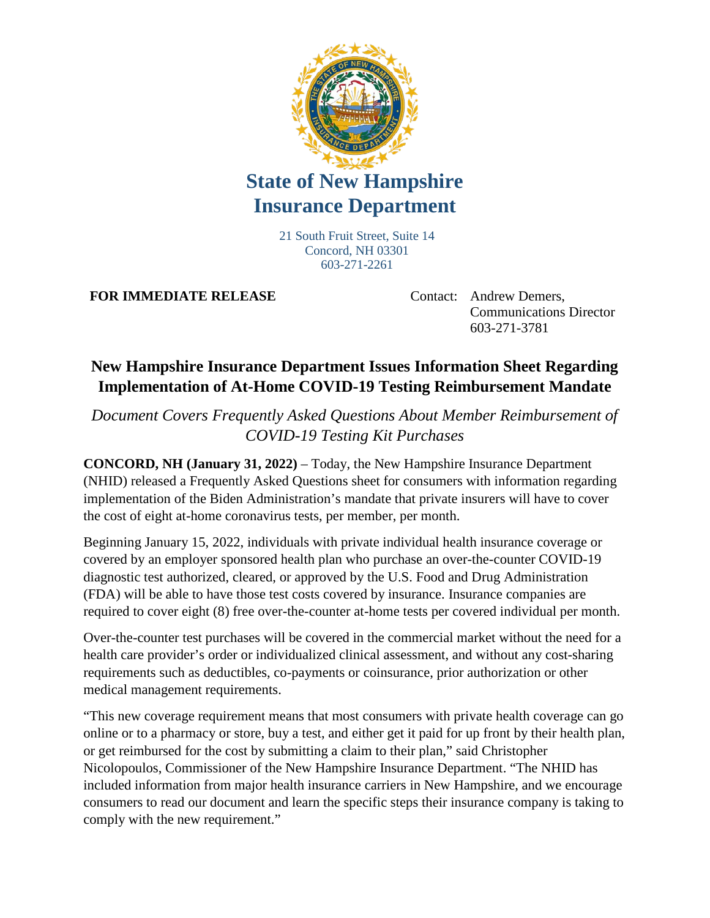# State of New Hampshire
# Insurance Department

21 South Fruit Street, Suite 14
Concord, NH 03301
603-271-2261

**FOR IMMEDIATE RELEASE**

Contact: Andrew Demers,
Communications Director
603-271-3781

## New Hampshire Insurance Department Issues Information Sheet Regarding Implementation of At-Home COVID-19 Testing Reimbursement Mandate

*Document Covers Frequently Asked Questions About Member Reimbursement of COVID-19 Testing Kit Purchases*

**CONCORD, NH (January 31, 2022)** – Today, the New Hampshire Insurance Department (NHID) released a Frequently Asked Questions sheet for consumers with information regarding implementation of the Biden Administration's mandate that private insurers will have to cover the cost of eight at-home coronavirus tests, per member, per month.

Beginning January 15, 2022, individuals with private individual health insurance coverage or covered by an employer sponsored health plan who purchase an over-the-counter COVID-19 diagnostic test authorized, cleared, or approved by the U.S. Food and Drug Administration (FDA) will be able to have those test costs covered by insurance. Insurance companies are required to cover eight (8) free over-the-counter at-home tests per covered individual per month.

Over-the-counter test purchases will be covered in the commercial market without the need for a health care provider's order or individualized clinical assessment, and without any cost-sharing requirements such as deductibles, co-payments or coinsurance, prior authorization or other medical management requirements.

"This new coverage requirement means that most consumers with private health coverage can go online or to a pharmacy or store, buy a test, and either get it paid for up front by their health plan, or get reimbursed for the cost by submitting a claim to their plan," said Christopher Nicolopoulos, Commissioner of the New Hampshire Insurance Department. "The NHID has included information from major health insurance carriers in New Hampshire, and we encourage consumers to read our document and learn the specific steps their insurance company is taking to comply with the new requirement."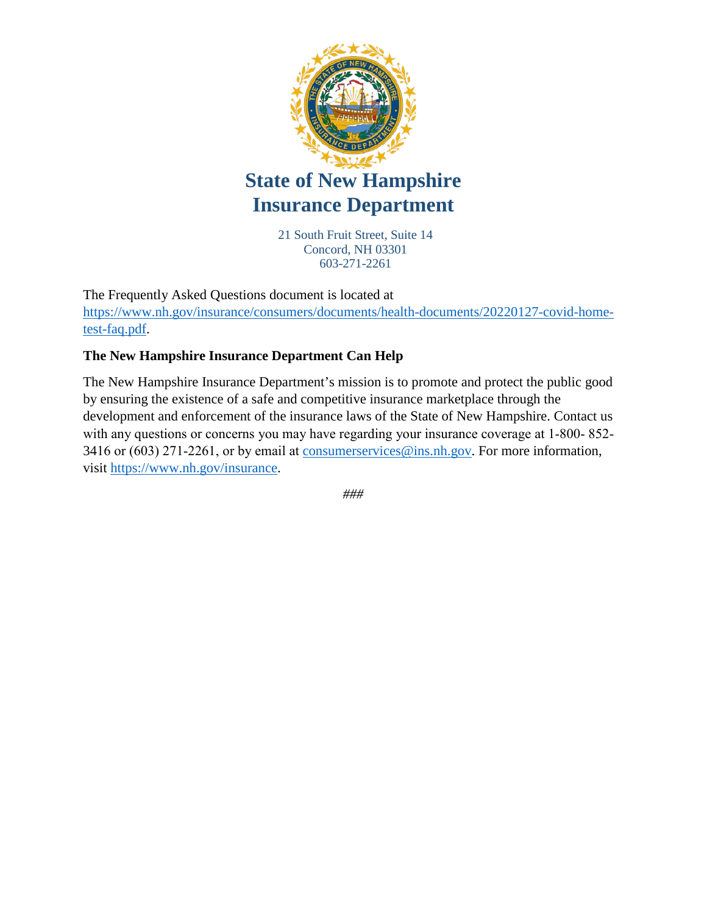# State of New Hampshire Insurance Department

21 South Fruit Street, Suite 14
Concord, NH 03301
603-271-2261

The Frequently Asked Questions document is located at https://www.nh.gov/insurance/consumers/documents/health-documents/20220127-covid-home-test-faq.pdf.

**The New Hampshire Insurance Department Can Help**

The New Hampshire Insurance Department's mission is to promote and protect the public good by ensuring the existence of a safe and competitive insurance marketplace through the development and enforcement of the insurance laws of the State of New Hampshire. Contact us with any questions or concerns you may have regarding your insurance coverage at 1-800- 852-3416 or (603) 271-2261, or by email at consumerservices@ins.nh.gov. For more information, visit https://www.nh.gov/insurance.

###